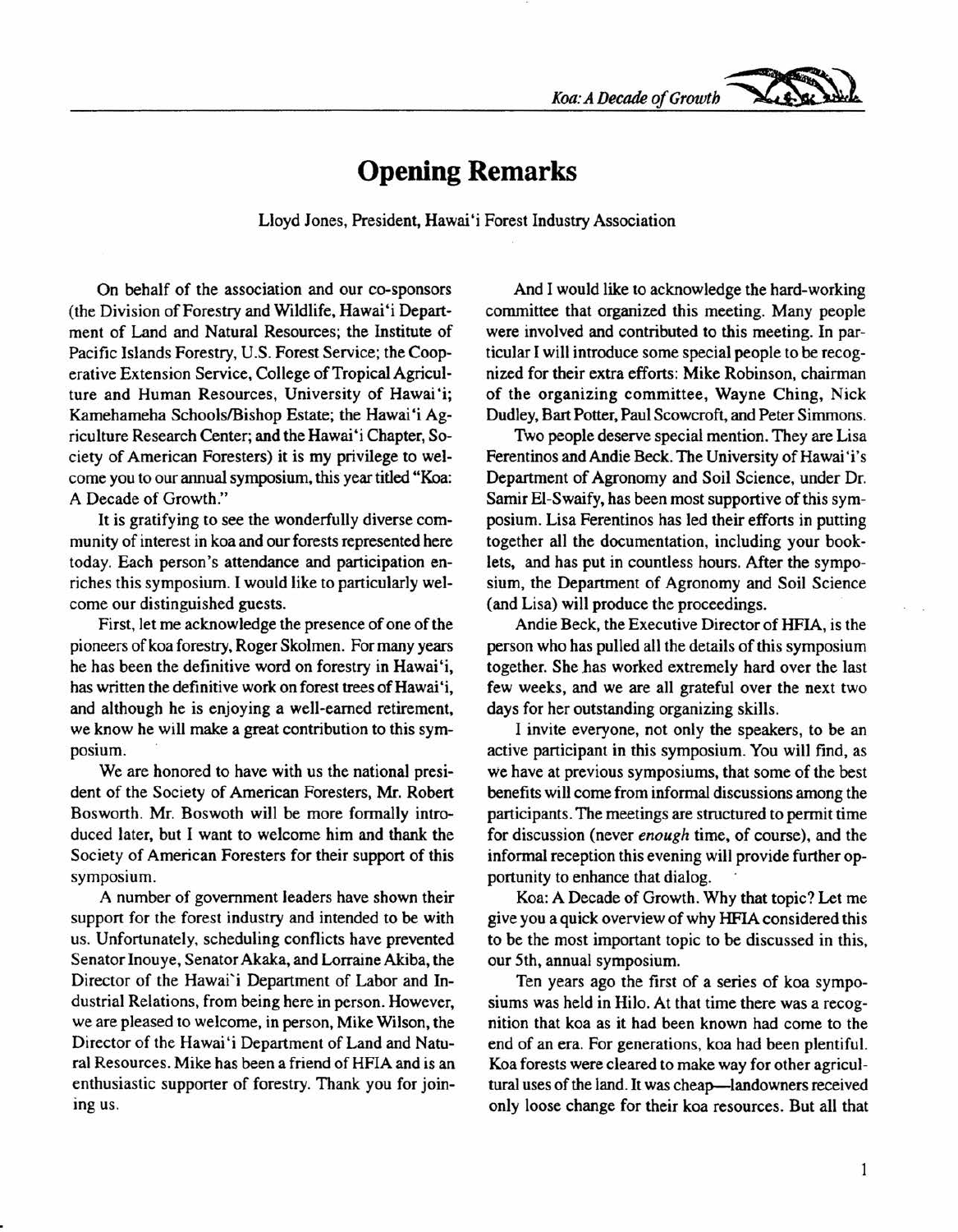# Opening Remarks

Lloyd Jones, President, Hawai'i Forest Industry Association

On behalf of the association and our co-sponsors (the Division of Forestry and Wildlife, Hawai'i Department of Land and Natural Resources; the Institute of Pacific Islands Forestry, U.S. Forest Service; the Cooperative Extension Service, College of Tropical Agriculture and Human Resources, University of Hawai'i; Kamehameha Schools/Bishop Estate; the Hawai'i Agriculture Research Center; and the Hawai'i Chapter, Society of American Foresters) it is my privilege to welcome you to our annual symposium, this year titled "Koa: A Decade of Growth."

It is gratifying to see the wonderfully diverse community of interest in koa and our forests represented here today. Each person's attendance and participation enriches this symposium. I would like to particularly welcome our distinguished guests.

First, let me acknowledge the presence of one of the pioneers of koa forestry, Roger Skolmen. For many years he has been the definitive word on forestry in Hawai'i, has written the definitive work on forest trees of Hawai'i, and although he is enjoying a well-earned retirement, we know he will make a great contribution to this symposium.

We are honored to have with us the national president of the Society of American Foresters, Mr. Robert Bosworth. Mr. Boswoth will be more formally introduced later, but I want to welcome him and thank the Society of American Foresters for their support of this symposium.

A number of government leaders have shown their support for the forest industry and intended to be with us. Unfortunately, scheduling conflicts have prevented Senator Inouye, Senator Akaka, and Lorraine Akiba, the Director of the Hawai'i Department of Labor and Industrial Relations, from being here in person. However, we are pleased to welcome, in person, Mike Wilson, the Director of the Hawai'i Department of Land and Natural Resources. Mike has been a friend of HFIA and is an enthusiastic supporter of forestry. Thank you for joining us.

And I would like to acknowledge the hard-working committee that organized this meeting. Many people were involved and contributed to this meeting. In particular I will introduce some special people to be recognized for their extra efforts: Mike Robinson, chairman of the organizing committee, Wayne Ching, Nick Dudley, Bart Potter, Paul Scowcroft, and Peter Simmons.

Two people deserve special mention. They are Lisa Ferentinos and Andie Beck. The University of Hawai'i's Department of Agronomy and Soil Science, under Dr. Samir El-Swaify, has been most supportive of this symposium. Lisa Ferentinos has led their efforts in putting together all the documentation, including your booklets, and has put in countless hours. After the symposium, the Department of Agronomy and Soil Science (and Lisa) will produce the proceedings.

Andie Beck, the Executive Director of HFIA, is the person who has pulled all the details of this symposium together. She has worked extremely hard over the last few weeks, and we are all grateful over the next two days for her outstanding organizing skills.

I invite everyone, not only the speakers, to be an active participant in this symposium. You will find, as we have at previous symposiums, that some of the best benefits will come from informal discussions among the participants. The meetings are structured to permit time for discussion (never *enough* time, of course), and the informal reception this evening will provide further opportunity to enhance that dialog.

Koa: A Decade of Growth. Why that topic? Let me give you a quick overview of why HFIA considered this to be the most important topic to be discussed in this, our 5th, annual symposium.

Ten years ago the first of a series of koa symposiums was held in Hilo. At that time there was a recognition that koa as it had been known had come to the end of an era. For generations, koa had been plentiful. Koa forests were cleared to make way for other agricultural uses of the land. It was cheap—landowners received only loose change for their koa resources. But all that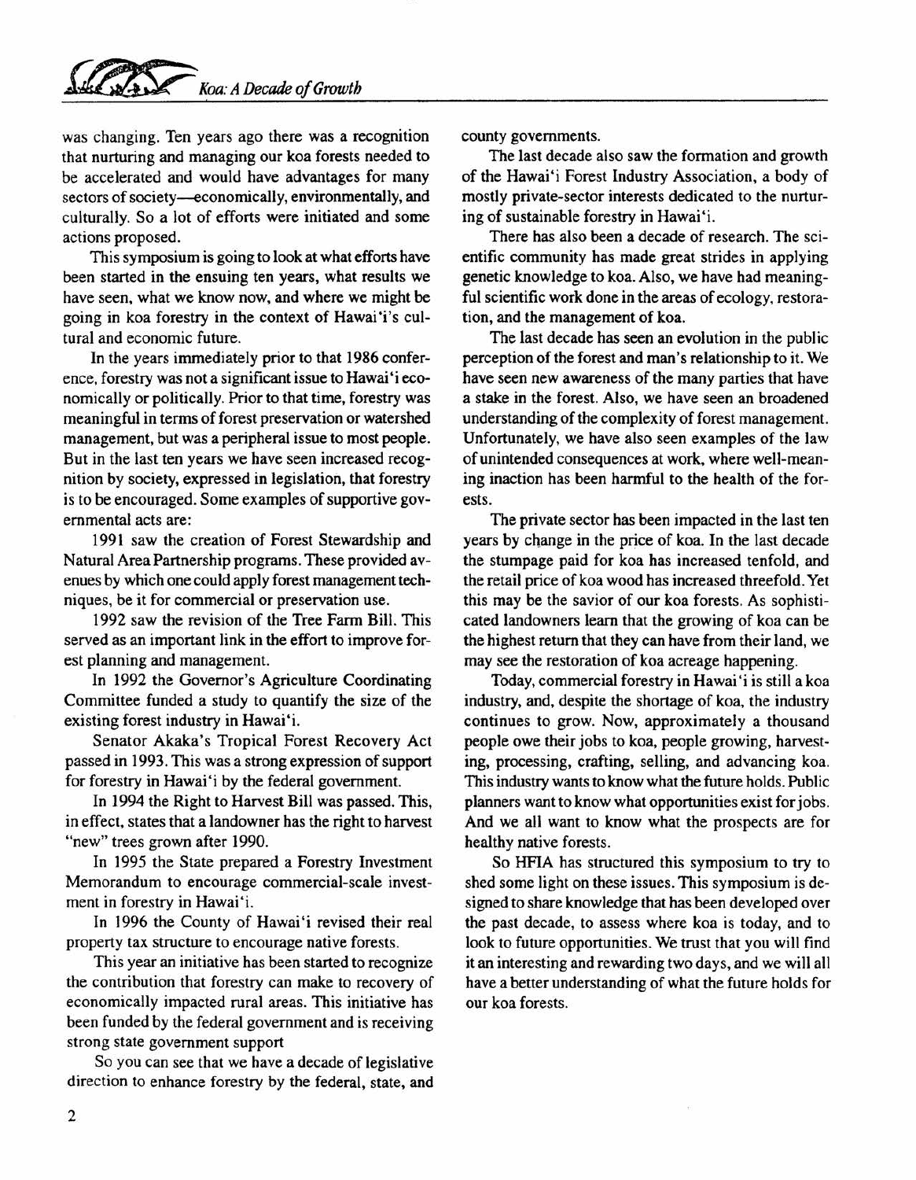was changing. Ten years ago there was a recognition that nurturing and managing our koa forests needed to be accelerated and would have advantages for many sectors of society—economically, environmentally, and culturally. So a lot of efforts were initiated and some actions proposed.

This symposium is going to look at what efforts have been started in the ensuing ten years, what results we have seen, what we know now, and where we might be going in koa forestry in the context of Hawai'i's cultural and economic future.

In the years immediately prior to that 1986 conference, forestry was not a significant issue to Hawai'i economically or politically. Prior to that time, forestry was meaningful in terms of forest preservation or watershed management, but was a peripheral issue to most people. But in the last ten years we have seen increased recognition by society, expressed in legislation, that forestry is to be encouraged. Some examples of supportive governmental acts are:

1991 saw the creation of Forest Stewardship and Natural Area Partnership programs. These provided avenues by which one could apply forest management techniques, be it for commercial or preservation use.

1992 saw the revision of the Tree Farm Bill. This served as an important link in the effort to improve forest planning and management.

In 1992 the Governor's Agriculture Coordinating Committee funded a study to quantify the size of the existing forest industry in Hawai'i.

Senator Akaka's Tropical Forest Recovery Act passed in 1993. This was a strong expression of support for forestry in Hawai'i by the federal government.

In 1994 the Right to Harvest Bill was passed. This, in effect, states that a landowner has the right to harvest "new" trees grown after 1990.

In 1995 the State prepared a Forestry Investment Memorandum to encourage commercial-scale investment in forestry in Hawai'i.

In 1996 the County of Hawai'i revised their real property tax structure to encourage native forests.

This year an initiative has been started to recognize the contribution that forestry can make to recovery of economically impacted rural areas. This initiative has been funded by the federal government and is receiving strong state government support

So you can see that we have a decade of legislative direction to enhance forestry by the federal, state, and county governments.

The last decade also saw the formation and growth of the Hawai'i Forest Industry Association, a body of mostly private-sector interests dedicated to the nurturing of sustainable forestry in Hawai'i.

There has also been a decade of research. The scientific community has made great strides in applying genetic knowledge to koa. Also, we have had meaningful scientific work done in the areas of ecology, restoration, and the management of koa.

The last decade has seen an evolution in the public perception of the forest and man's relationship to it. We have seen new awareness of the many parties that have a stake in the forest. Also, we have seen an broadened understanding of the complexity of forest management. Unfortunately, we have also seen examples of the law of unintended consequences at work, where well-meaning inaction has been harmful to the health of the forests.

The private sector has been impacted in the last ten years by change in the price of koa. In the last decade the stumpage paid for koa has increased tenfold, and the retail price of koa wood has increased threefold. Yet this may be the savior of our koa forests. As sophisticated landowners learn that the growing of koa can be the highest return that they can have from their land, we may see the restoration of koa acreage happening.

Today, commercial forestry in Hawai'i is still a koa industry, and, despite the shortage of koa, the industry continues to grow. Now, approximately a thousand people owe their jobs to koa, people growing, harvesting, processing, crafting, selling, and advancing koa. This industry wants to know what the future holds. Public planners want to know what opportunities exist for jobs. And we all want to know what the prospects are for healthy native forests.

So HFIA has structured this symposium to try to shed some light on these issues. This symposium is designed to share knowledge that has been developed over the past decade, to assess where koa is today, and to look to future opportunities. We trust that you will find it an interesting and rewarding two days, and we will all have a better understanding of what the future holds for our koa forests.